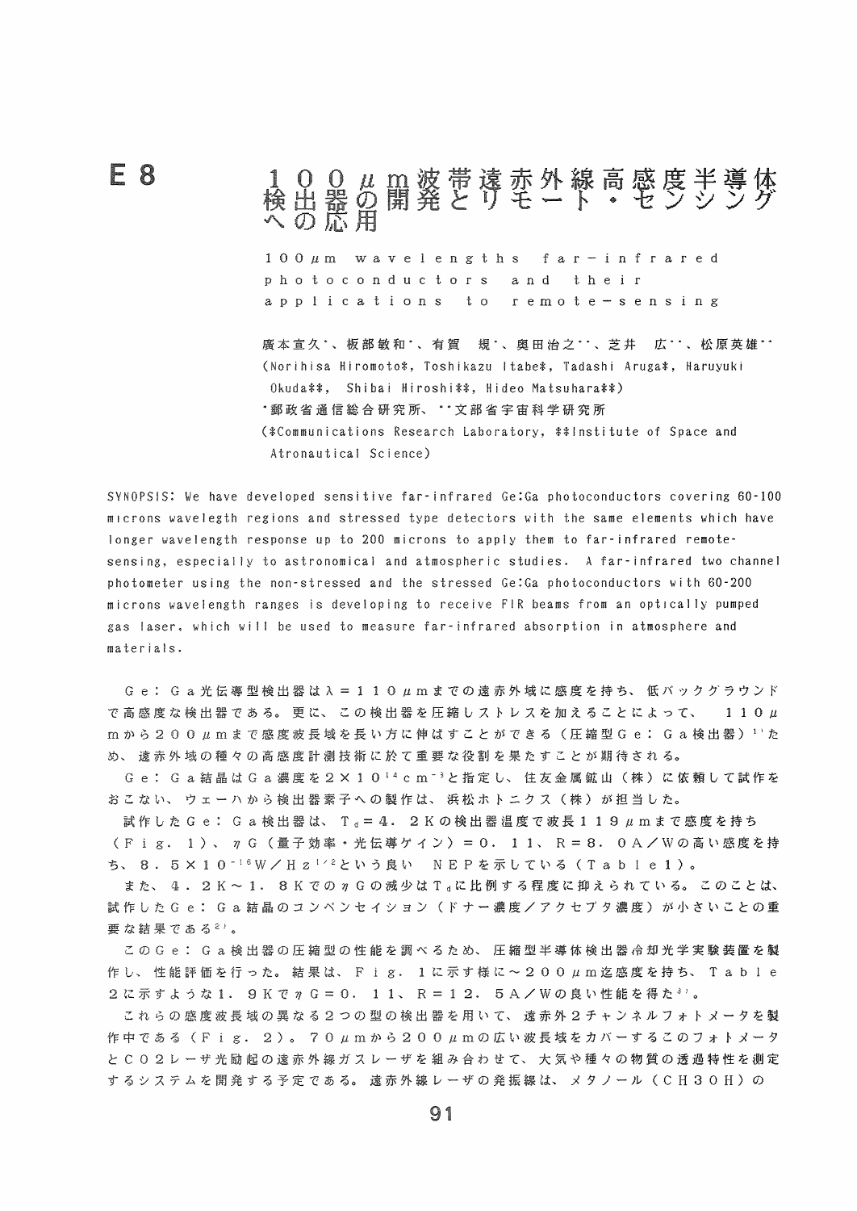# E 8　１００μｍ波帯遠赤外線高感度半導体検出器の開発とリモート・センシングへの応用

100μm wavelengths far-infrared photoconductors and their applications to remote-sensing

廣本宣久\*、板部敏和\*、有賀　規\*、奥田治之\*\*、芝井　広\*\*、松原英雄\*\*
(Norihisa Hiromoto\*, Toshikazu Itabe\*, Tadashi Aruga\*, Haruyuki Okuda\*\*, Shibai Hiroshi\*\*, Hideo Matsuhara\*\*)
\*郵政省通信総合研究所、\*\*文部省宇宙科学研究所
(\*Communications Research Laboratory, \*\*Institute of Space and Atronautical Science)

SYNOPSIS: We have developed sensitive far-infrared Ge:Ga photoconductors covering 60-100 microns wavelegth regions and stressed type detectors with the same elements which have longer wavelength response up to 200 microns to apply them to far-infrared remote-sensing, especially to astronomical and atmospheric studies. A far-infrared two channel photometer using the non-stressed and the stressed Ge:Ga photoconductors with 60-200 microns wavelength ranges is developing to receive FIR beams from an optically pumped gas laser, which will be used to measure far-infrared absorption in atmosphere and materials.

Ｇｅ：Ｇａ光伝導型検出器はλ＝１１０μｍまでの遠赤外域に感度を持ち、低バックグラウンドで高感度な検出器である。更に、この検出器を圧縮しストレスを加えることによって、１１０μｍから２００μｍまで感度波長域を長い方に伸ばすことができる（圧縮型Ｇｅ：Ｇａ検出器）[1]ため、遠赤外域の種々の高感度計測技術に於て重要な役割を果たすことが期待される。

Ｇｅ：Ｇａ結晶はＧａ濃度を$2\times10^{14}\,cm^{-3}$と指定し、住友金属鉱山（株）に依頼して試作をおこない、ウェーハから検出器素子への製作は、浜松ホトニクス（株）が担当した。

試作したＧｅ：Ｇａ検出器は、$T_d$＝４．２Ｋの検出器温度で波長１１９μｍまで感度を持ち（Ｆｉｇ．１）、$\eta$Ｇ（量子効率・光伝導ゲイン）＝０．１１、Ｒ＝８．０Ａ／Ｗの高い感度を持ち、$8.5\times10^{-16}\,W/Hz^{1/2}$という良い　ＮＥＰを示している（Ｔａｂｌｅ１）。

また、４．２Ｋ～１．８Ｋでの$\eta$Ｇの減少は$T_d$に比例する程度に抑えられている。このことは、試作したＧｅ：Ｇａ結晶のコンペンセイション（ドナー濃度／アクセプタ濃度）が小さいことの重要な結果である[2]。

このＧｅ：Ｇａ検出器の圧縮型の性能を調べるため、圧縮型半導体検出器冷却光学実験装置を製作し、性能評価を行った。結果は、Ｆｉｇ．１に示す様に～２００μｍ迄感度を持ち、Ｔａｂｌｅ２に示すような１．９Ｋで$\eta$Ｇ＝０．１１、Ｒ＝１２．５Ａ／Ｗの良い性能を得た[3]。

これらの感度波長域の異なる２つの型の検出器を用いて、遠赤外２チャンネルフォトメータを製作中である（Ｆｉｇ．２）。７０μｍから２００μｍの広い波長域をカバーするこのフォトメータとＣＯ２レーザ光励起の遠赤外線ガスレーザを組み合わせて、大気や種々の物質の透過特性を測定するシステムを開発する予定である。遠赤外線レーザの発振線は、メタノール（ＣＨ３０Ｈ）の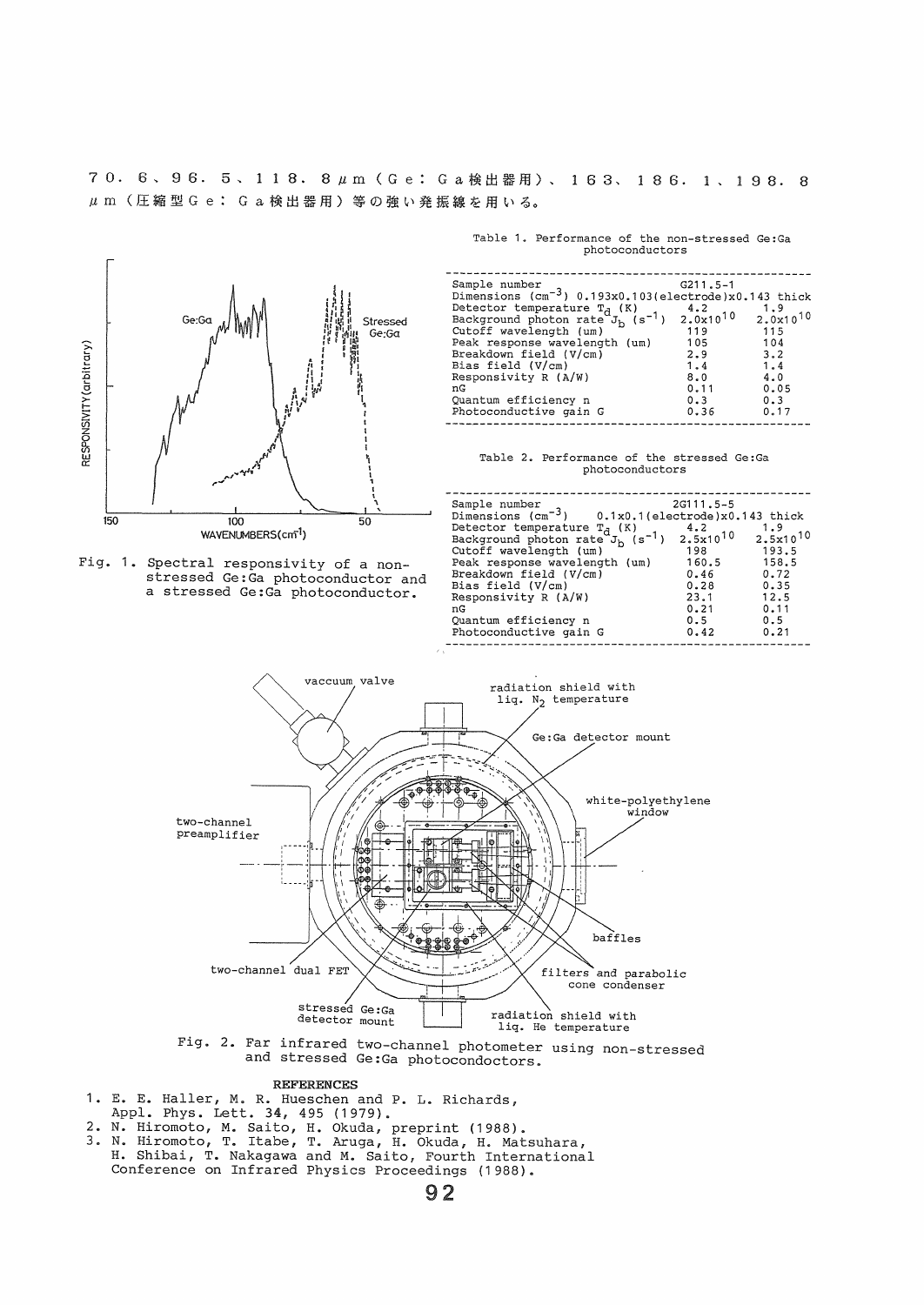７０．６、９６．５、１１８．８$\mu$ｍ（Ｇｅ：Ｇａ検出器用）、１６３、１８６．１、１９８．８$\mu$ｍ（圧縮型Ｇｅ：Ｇａ検出器用）等の強い発振線を用いる。

RESPONSIVITY (arbitrary)

Ge:Ga

Stressed Ge:Ga

150

100

50

WAVENUMBERS(cm$^{-1}$)

Fig. 1. Spectral responsivity of a non-stressed Ge:Ga photoconductor and a stressed Ge:Ga photoconductor.

Table 1. Performance of the non-stressed Ge:Ga photoconductors

| | | |
|---|---|---|
| Sample number | G211.5-1 | |
| Dimensions ($cm^{-3}$) | 0.193x0.103(electrode)x0.143 thick | |
| Detector temperature $T_d$ (K) | 4.2 | 1.9 |
| Background photon rate $J_b$ ($s^{-1}$) | $2.0x10^{10}$ | $2.0x10^{10}$ |
| Cutoff wavelength (um) | 119 | 115 |
| Peak response wavelength (um) | 105 | 104 |
| Breakdown field (V/cm) | 2.9 | 3.2 |
| Bias field (V/cm) | 1.4 | 1.4 |
| Responsivity R (A/W) | 8.0 | 4.0 |
| nG | 0.11 | 0.05 |
| Quantum efficiency n | 0.3 | 0.3 |
| Photoconductive gain G | 0.36 | 0.17 |

Table 2. Performance of the stressed Ge:Ga photoconductors

| | | |
|---|---|---|
| Sample number | 2G111.5-5 | |
| Dimensions ($cm^{-3}$) | 0.1x0.1(electrode)x0.143 thick | |
| Detector temperature $T_d$ (K) | 4.2 | 1.9 |
| Background photon rate $J_b$ ($s^{-1}$) | $2.5x10^{10}$ | $2.5x10^{10}$ |
| Cutoff wavelength (um) | 198 | 193.5 |
| Peak response wavelength (um) | 160.5 | 158.5 |
| Breakdown field (V/cm) | 0.46 | 0.72 |
| Bias field (V/cm) | 0.28 | 0.35 |
| Responsivity R (A/W) | 23.1 | 12.5 |
| nG | 0.21 | 0.11 |
| Quantum efficiency n | 0.5 | 0.5 |
| Photoconductive gain G | 0.42 | 0.21 |

vaccuum valve

radiation shield with liq. $N_2$ temperature

Ge:Ga detector mount

white-polyethylene window

two-channel preamplifier

baffles

two-channel dual FET

filters and parabolic cone condenser

stressed Ge:Ga detector mount

radiation shield with liq. He temperature

Fig. 2. Far infrared two-channel photometer using non-stressed and stressed Ge:Ga photocondoctors.

**REFERENCES**

1. E. E. Haller, M. R. Hueschen and P. L. Richards, Appl. Phys. Lett. **34**, 495 (1979).
2. N. Hiromoto, M. Saito, H. Okuda, preprint (1988).
3. N. Hiromoto, T. Itabe, T. Aruga, H. Okuda, H. Matsuhara, H. Shibai, T. Nakagawa and M. Saito, Fourth International Conference on Infrared Physics Proceedings (1988).